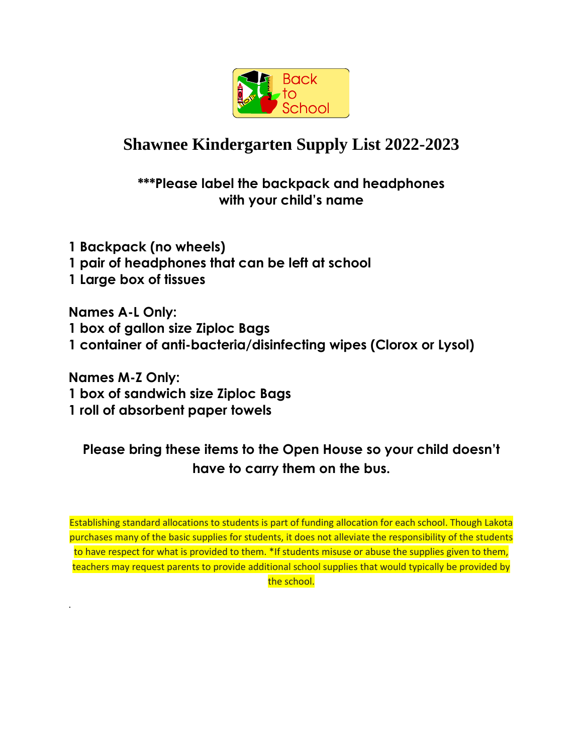# Shawnee Kindergarten Supply List 2022-2023

**\*\*\*Please label the backpack and headphones with your child's name**

**1 Backpack (no wheels)**
**1 pair of headphones that can be left at school**
**1 Large box of tissues**

**Names A-L Only:**
**1 box of gallon size Ziploc Bags**
**1 container of anti-bacteria/disinfecting wipes (Clorox or Lysol)**

**Names M-Z Only:**
**1 box of sandwich size Ziploc Bags**
**1 roll of absorbent paper towels**

**Please bring these items to the Open House so your child doesn't have to carry them on the bus.**

Establishing standard allocations to students is part of funding allocation for each school. Though Lakota purchases many of the basic supplies for students, it does not alleviate the responsibility of the students to have respect for what is provided to them. *If students misuse or abuse the supplies given to them, teachers may request parents to provide additional school supplies that would typically be provided by the school.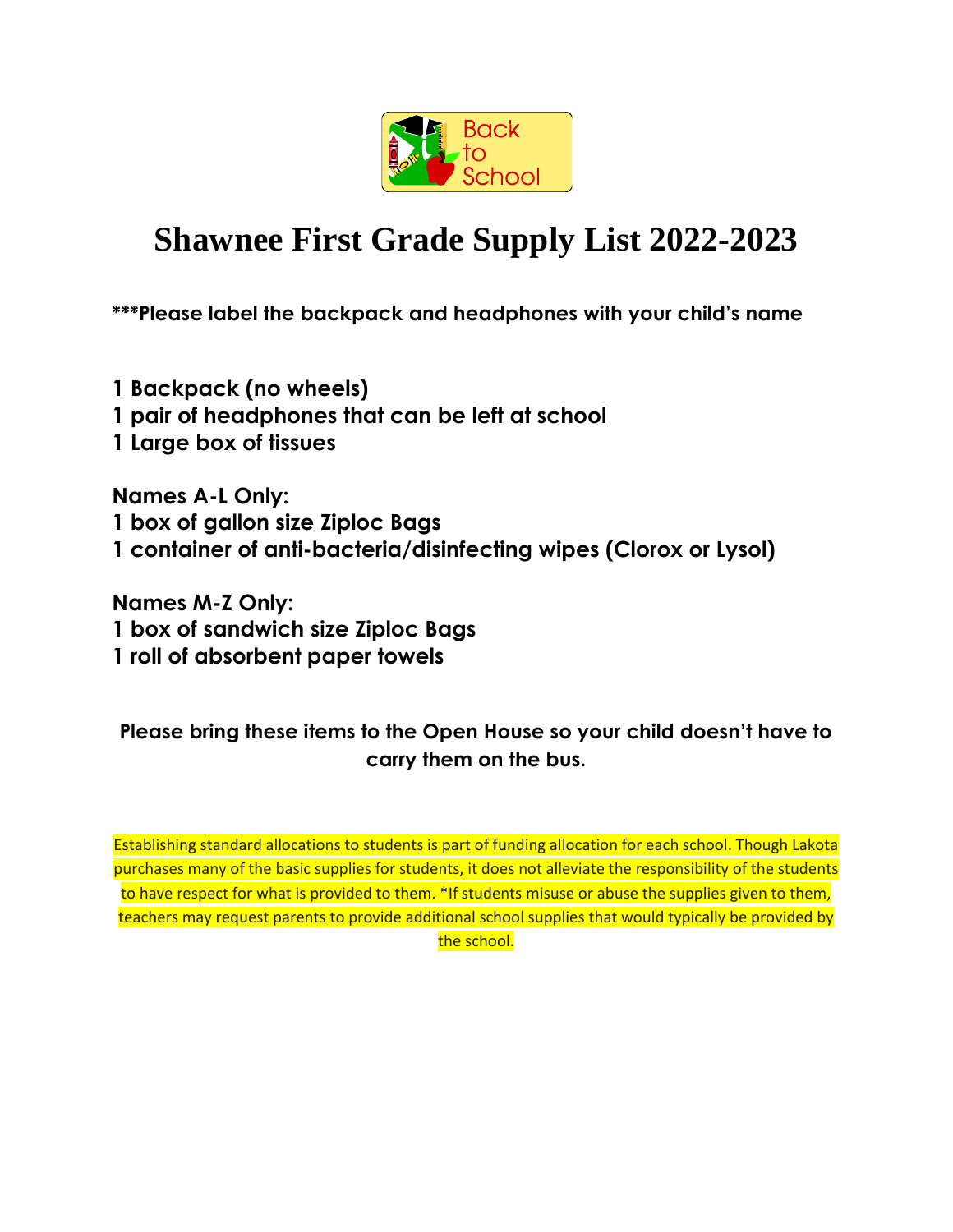# Shawnee First Grade Supply List 2022-2023

**\*\*\*Please label the backpack and headphones with your child's name**

**1 Backpack (no wheels)**
**1 pair of headphones that can be left at school**
**1 Large box of tissues**

**Names A-L Only:**
**1 box of gallon size Ziploc Bags**
**1 container of anti-bacteria/disinfecting wipes (Clorox or Lysol)**

**Names M-Z Only:**
**1 box of sandwich size Ziploc Bags**
**1 roll of absorbent paper towels**

**Please bring these items to the Open House so your child doesn't have to carry them on the bus.**

Establishing standard allocations to students is part of funding allocation for each school. Though Lakota purchases many of the basic supplies for students, it does not alleviate the responsibility of the students to have respect for what is provided to them. *If students misuse or abuse the supplies given to them, teachers may request parents to provide additional school supplies that would typically be provided by the school.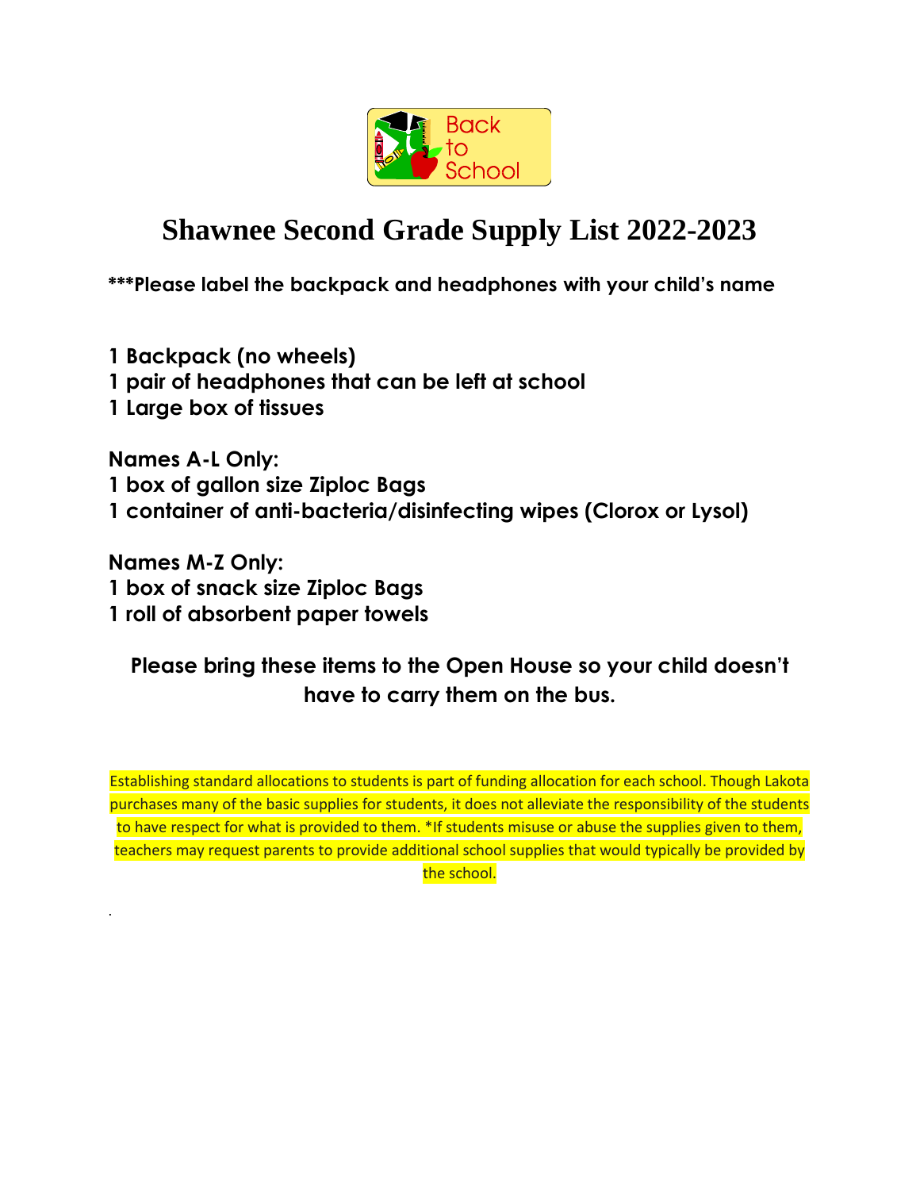# Shawnee Second Grade Supply List 2022-2023

**\*\*\*Please label the backpack and headphones with your child's name**

**1 Backpack (no wheels)**
**1 pair of headphones that can be left at school**
**1 Large box of tissues**

**Names A-L Only:**
**1 box of gallon size Ziploc Bags**
**1 container of anti-bacteria/disinfecting wipes (Clorox or Lysol)**

**Names M-Z Only:**
**1 box of snack size Ziploc Bags**
**1 roll of absorbent paper towels**

**Please bring these items to the Open House so your child doesn't have to carry them on the bus.**

Establishing standard allocations to students is part of funding allocation for each school. Though Lakota purchases many of the basic supplies for students, it does not alleviate the responsibility of the students to have respect for what is provided to them. *If students misuse or abuse the supplies given to them, teachers may request parents to provide additional school supplies that would typically be provided by the school.